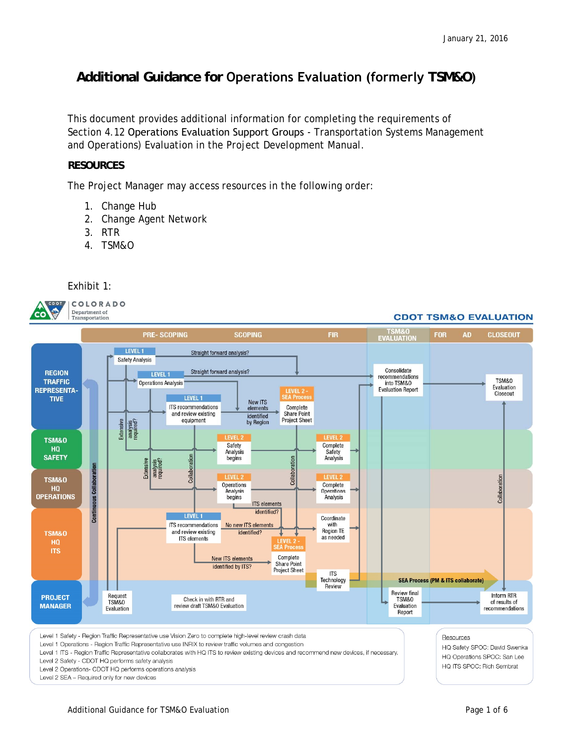January 21, 2016

# Additional Guidance for Operations Evaluation (formerly TSM&O)

This document provides additional information for completing the requirements of Section 4.12 Operations Evaluation Support Groups - Transportation Systems Management and Operations) Evaluation in the Project Development Manual.

## RESOURCES

The Project Manager may access resources in the following order:

1. Change Hub
2. Change Agent Network
3. RTR
4. TSM&O

Exhibit 1:

COLORADO Department of Transportation

CDOT TSM&O EVALUATION

PRE- SCOPING | SCOPING | FIR | TSM&O EVALUATION | FOR | AD | CLOSEOUT

REGION TRAFFIC REPRESENTATIVE

- LEVEL 1 Safety Analysis — Straight forward analysis?
- LEVEL 1 Operations Analysis — Straight forward analysis?
- LEVEL 1 ITS recommendations and review existing equipment — New ITS elements identified by Region
- LEVEL 2 - SEA Process: Complete Share Point Project Sheet
- Consolidate recommendations into TSM&O Evaluation Report
- TSM&O Evaluation Closeout

TSM&O HQ SAFETY

- Extensive analysis required?
- LEVEL 2 Safety Analysis begins
- LEVEL 2 Complete Safety Analysis

TSM&O HQ OPERATIONS

- Extensive analysis required?
- LEVEL 2 Operations Analysis begins
- LEVEL 2 Complete Operations Analysis
- ITS elements identified?

TSM&O HQ ITS

- LEVEL 1 ITS recommendations and review existing ITS elements — No new ITS elements identified?
- Coordinate with Region TE as needed
- New ITS elements identified by ITS?
- LEVEL 2 - SEA Process: Complete Share Point Project Sheet
- ITS Technology Review
- SEA Process (PM & ITS collaborate)

PROJECT MANAGER

- Request TSM&O Evaluation
- Check in with RTR and review draft TSM&O Evaluation
- Review final TSM&O Evaluation Report
- Inform RTR of results of recommendations

Continuous Collaboration; Collaboration

Level 1 Safety - Region Traffic Representative use Vision Zero to complete high-level review crash data
Level 1 Operations - Region Traffic Representative use INRIX to review traffic volumes and congestion
Level 1 ITS - Region Traffic Representative collaborates with HQ ITS to review existing devices and recommend new devices, if necessary.
Level 2 Safety - CDOT HQ performs safety analysis
Level 2 Operations- CDOT HQ performs operations analysis
Level 2 SEA – Required only for new devices

Resources
HQ Safety SPOC: David Swenka
HQ Operations SPOC: San Lee
HQ ITS SPOC: Rich Sembrat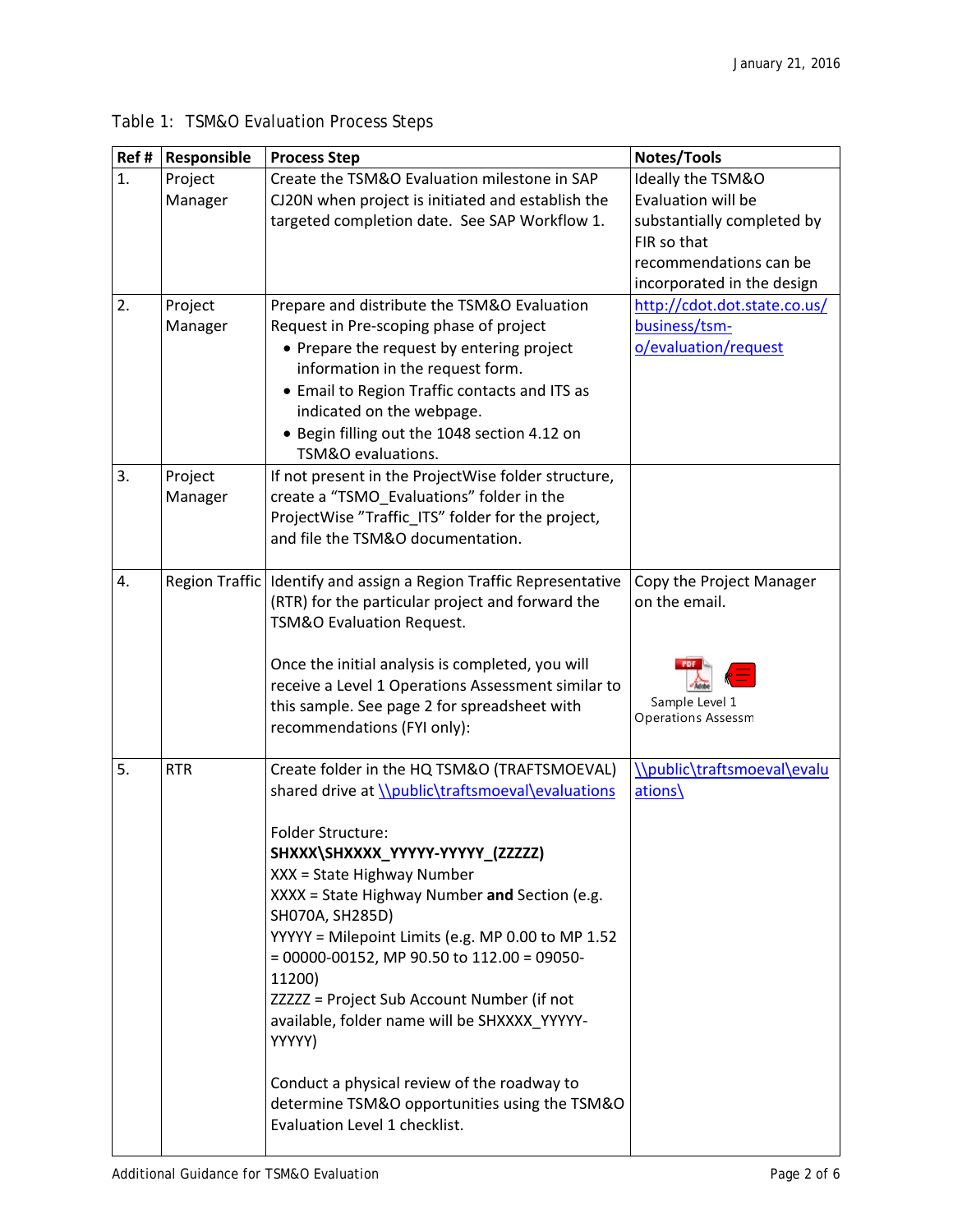Table 1: TSM&O Evaluation Process Steps

| Ref # | Responsible | Process Step | Notes/Tools |
|---|---|---|---|
| 1. | Project Manager | Create the TSM&O Evaluation milestone in SAP CJ20N when project is initiated and establish the targeted completion date. See SAP Workflow 1. | Ideally the TSM&O Evaluation will be substantially completed by FIR so that recommendations can be incorporated in the design |
| 2. | Project Manager | Prepare and distribute the TSM&O Evaluation Request in Pre-scoping phase of project<br>• Prepare the request by entering project information in the request form.<br>• Email to Region Traffic contacts and ITS as indicated on the webpage.<br>• Begin filling out the 1048 section 4.12 on TSM&O evaluations. | http://cdot.dot.state.co.us/business/tsm-o/evaluation/request |
| 3. | Project Manager | If not present in the ProjectWise folder structure, create a "TSMO_Evaluations" folder in the ProjectWise "Traffic_ITS" folder for the project, and file the TSM&O documentation. | |
| 4. | Region Traffic | Identify and assign a Region Traffic Representative (RTR) for the particular project and forward the TSM&O Evaluation Request.<br><br>Once the initial analysis is completed, you will receive a Level 1 Operations Assessment similar to this sample. See page 2 for spreadsheet with recommendations (FYI only): | Copy the Project Manager on the email.<br><br>Sample Level 1 Operations Assessm |
| 5. | RTR | Create folder in the HQ TSM&O (TRAFTSMOEVAL) shared drive at \\public\traftsmoeval\evaluations<br><br>Folder Structure:<br>**SHXXX\SHXXXX_YYYYY-YYYYY_(ZZZZZ)**<br>XXX = State Highway Number<br>XXXX = State Highway Number **and** Section (e.g. SH070A, SH285D)<br>YYYYY = Milepoint Limits (e.g. MP 0.00 to MP 1.52 = 00000-00152, MP 90.50 to 112.00 = 09050-11200)<br>ZZZZZ = Project Sub Account Number (if not available, folder name will be SHXXXX_YYYYY-YYYYY)<br><br>Conduct a physical review of the roadway to determine TSM&O opportunities using the TSM&O Evaluation Level 1 checklist. | \\public\traftsmoeval\evaluations\ |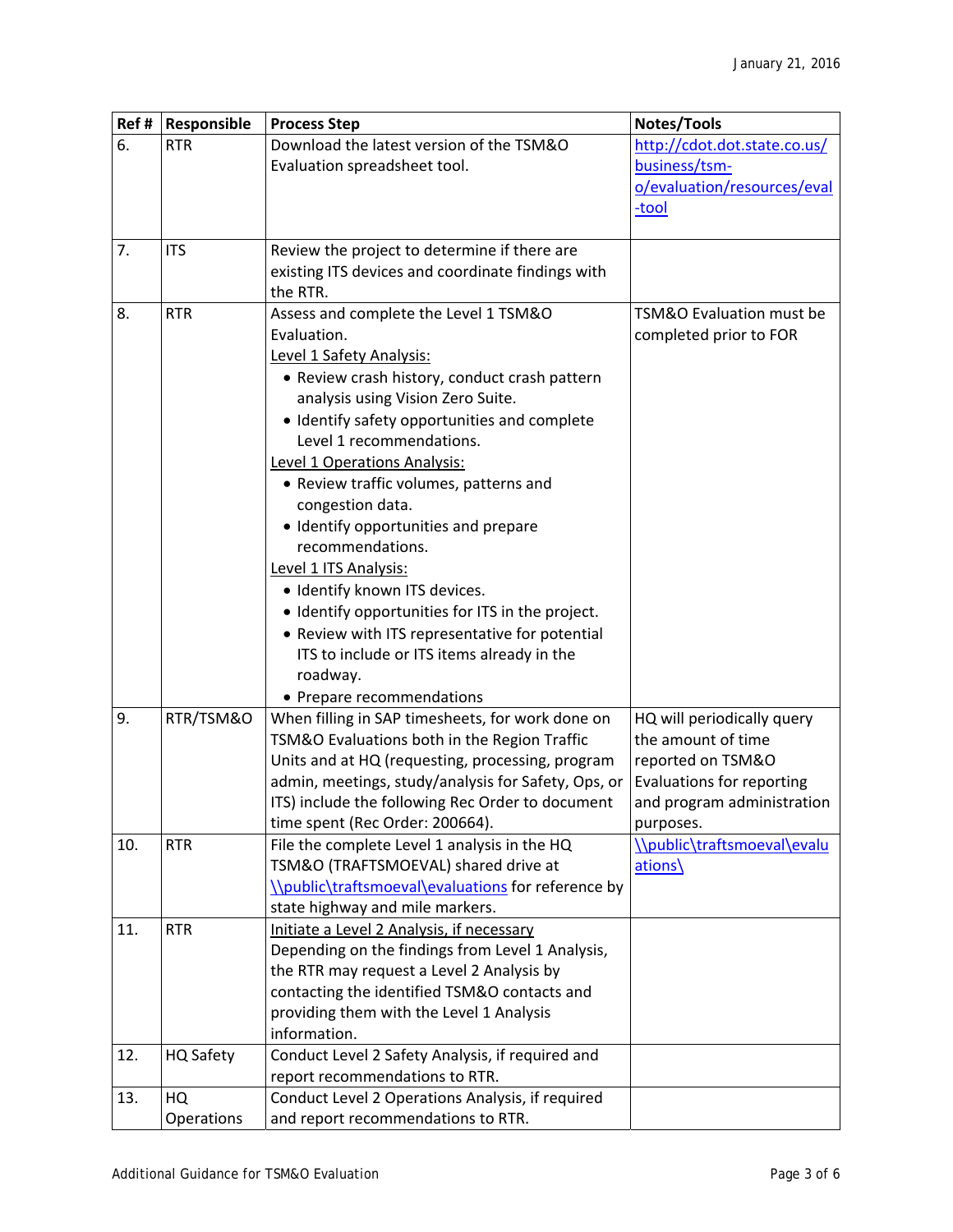| Ref # | Responsible | Process Step | Notes/Tools |
|---|---|---|---|
| 6. | RTR | Download the latest version of the TSM&O Evaluation spreadsheet tool. | http://cdot.dot.state.co.us/business/tsm-o/evaluation/resources/eval-tool |
| 7. | ITS | Review the project to determine if there are existing ITS devices and coordinate findings with the RTR. | |
| 8. | RTR | Assess and complete the Level 1 TSM&O Evaluation.<br>Level 1 Safety Analysis:<br>• Review crash history, conduct crash pattern analysis using Vision Zero Suite.<br>• Identify safety opportunities and complete Level 1 recommendations.<br>Level 1 Operations Analysis:<br>• Review traffic volumes, patterns and congestion data.<br>• Identify opportunities and prepare recommendations.<br>Level 1 ITS Analysis:<br>• Identify known ITS devices.<br>• Identify opportunities for ITS in the project.<br>• Review with ITS representative for potential ITS to include or ITS items already in the roadway.<br>• Prepare recommendations | TSM&O Evaluation must be completed prior to FOR |
| 9. | RTR/TSM&O | When filling in SAP timesheets, for work done on TSM&O Evaluations both in the Region Traffic Units and at HQ (requesting, processing, program admin, meetings, study/analysis for Safety, Ops, or ITS) include the following Rec Order to document time spent (Rec Order: 200664). | HQ will periodically query the amount of time reported on TSM&O Evaluations for reporting and program administration purposes. |
| 10. | RTR | File the complete Level 1 analysis in the HQ TSM&O (TRAFTSMOEVAL) shared drive at \\public\traftsmoeval\evaluations for reference by state highway and mile markers. | \\public\traftsmoeval\evaluations\ |
| 11. | RTR | Initiate a Level 2 Analysis, if necessary<br>Depending on the findings from Level 1 Analysis, the RTR may request a Level 2 Analysis by contacting the identified TSM&O contacts and providing them with the Level 1 Analysis information. | |
| 12. | HQ Safety | Conduct Level 2 Safety Analysis, if required and report recommendations to RTR. | |
| 13. | HQ Operations | Conduct Level 2 Operations Analysis, if required and report recommendations to RTR. | |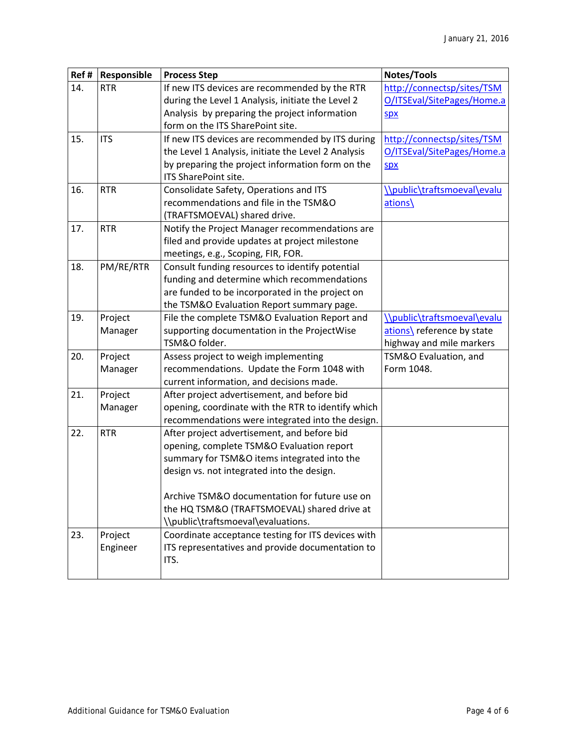| Ref # | Responsible | Process Step | Notes/Tools |
|---|---|---|---|
| 14. | RTR | If new ITS devices are recommended by the RTR during the Level 1 Analysis, initiate the Level 2 Analysis by preparing the project information form on the ITS SharePoint site. | http://connectsp/sites/TSMO/ITSEval/SitePages/Home.aspx |
| 15. | ITS | If new ITS devices are recommended by ITS during the Level 1 Analysis, initiate the Level 2 Analysis by preparing the project information form on the ITS SharePoint site. | http://connectsp/sites/TSMO/ITSEval/SitePages/Home.aspx |
| 16. | RTR | Consolidate Safety, Operations and ITS recommendations and file in the TSM&O (TRAFTSMOEVAL) shared drive. | \\public\traftsmoeval\evaluations\ |
| 17. | RTR | Notify the Project Manager recommendations are filed and provide updates at project milestone meetings, e.g., Scoping, FIR, FOR. | |
| 18. | PM/RE/RTR | Consult funding resources to identify potential funding and determine which recommendations are funded to be incorporated in the project on the TSM&O Evaluation Report summary page. | |
| 19. | Project Manager | File the complete TSM&O Evaluation Report and supporting documentation in the ProjectWise TSM&O folder. | \\public\traftsmoeval\evaluations\ reference by state highway and mile markers |
| 20. | Project Manager | Assess project to weigh implementing recommendations. Update the Form 1048 with current information, and decisions made. | TSM&O Evaluation, and Form 1048. |
| 21. | Project Manager | After project advertisement, and before bid opening, coordinate with the RTR to identify which recommendations were integrated into the design. | |
| 22. | RTR | After project advertisement, and before bid opening, complete TSM&O Evaluation report summary for TSM&O items integrated into the design vs. not integrated into the design.<br><br>Archive TSM&O documentation for future use on the HQ TSM&O (TRAFTSMOEVAL) shared drive at \\public\traftsmoeval\evaluations. | |
| 23. | Project Engineer | Coordinate acceptance testing for ITS devices with ITS representatives and provide documentation to ITS. | |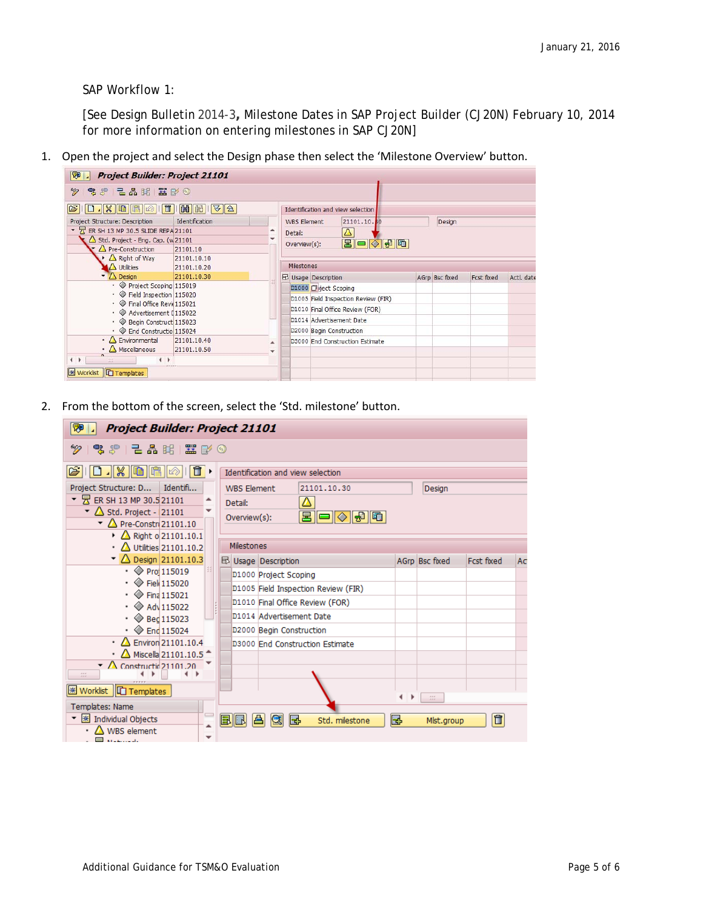January 21, 2016

SAP Workflow 1:

[See Design Bulletin 2014-3, Milestone Dates in SAP Project Builder (CJ20N) February 10, 2014 for more information on entering milestones in SAP CJ20N]

1. Open the project and select the Design phase then select the 'Milestone Overview' button.

2. From the bottom of the screen, select the 'Std. milestone' button.

Additional Guidance for TSM&O Evaluation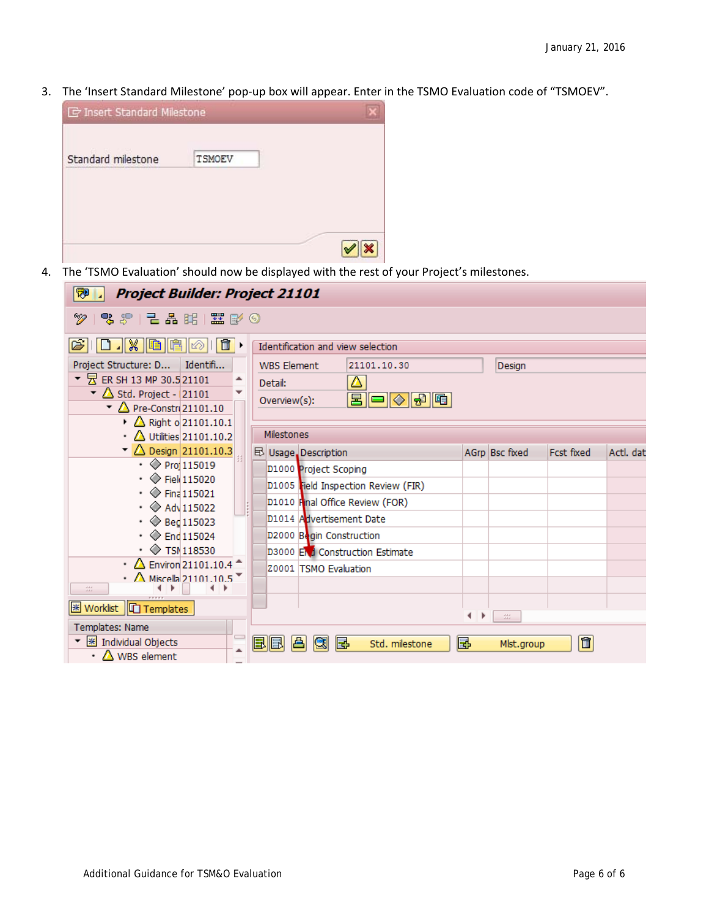3. The 'Insert Standard Milestone' pop-up box will appear. Enter in the TSMO Evaluation code of "TSMOEV".

4. The 'TSMO Evaluation' should now be displayed with the rest of your Project's milestones.